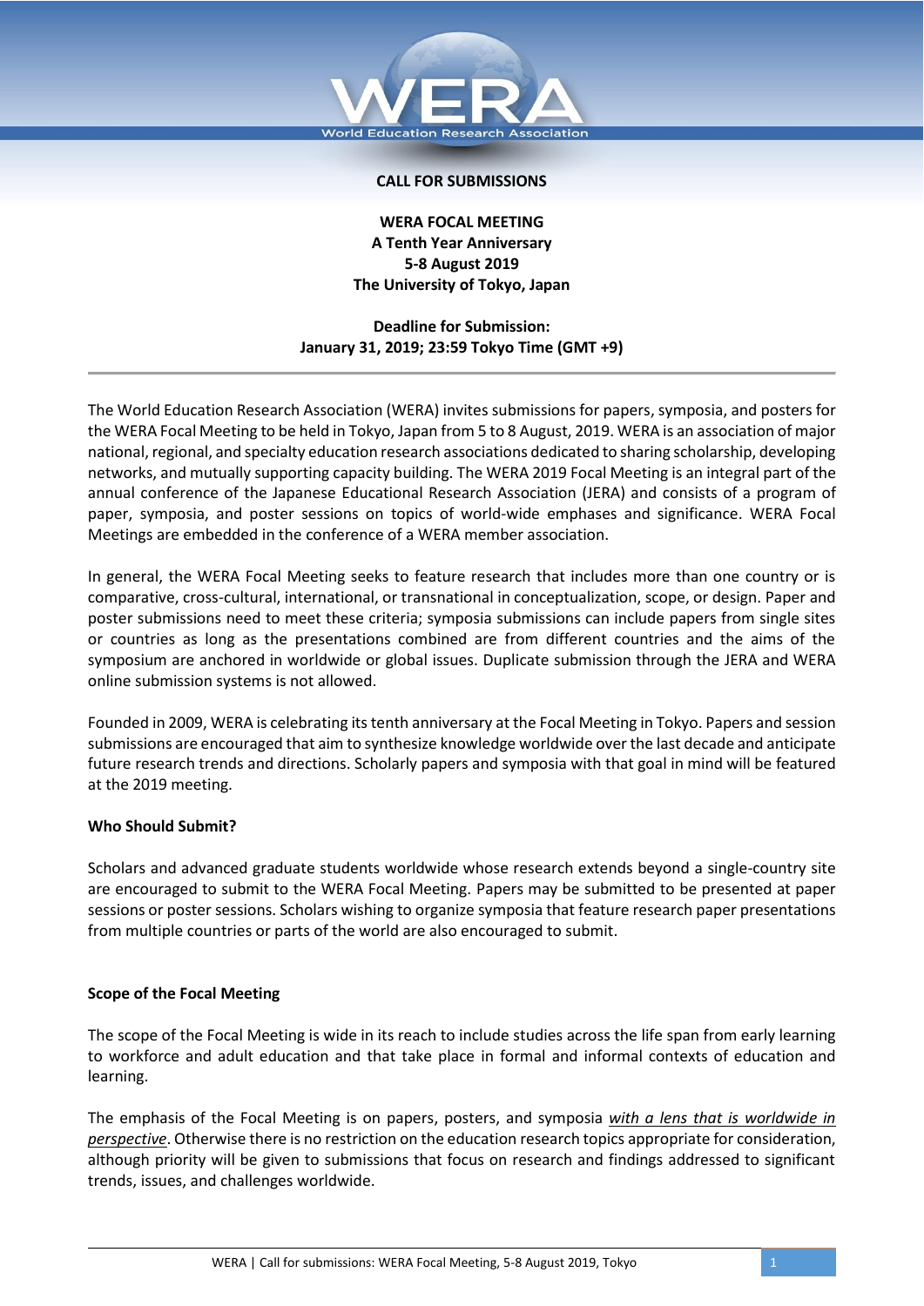**CALL FOR SUBMISSIONS**

**WERA FOCAL MEETING**
**A Tenth Year Anniversary**
**5-8 August 2019**
**The University of Tokyo, Japan**

**Deadline for Submission:**
**January 31, 2019; 23:59 Tokyo Time (GMT +9)**

---

The World Education Research Association (WERA) invites submissions for papers, symposia, and posters for the WERA Focal Meeting to be held in Tokyo, Japan from 5 to 8 August, 2019. WERA is an association of major national, regional, and specialty education research associations dedicated to sharing scholarship, developing networks, and mutually supporting capacity building. The WERA 2019 Focal Meeting is an integral part of the annual conference of the Japanese Educational Research Association (JERA) and consists of a program of paper, symposia, and poster sessions on topics of world-wide emphases and significance. WERA Focal Meetings are embedded in the conference of a WERA member association.

In general, the WERA Focal Meeting seeks to feature research that includes more than one country or is comparative, cross-cultural, international, or transnational in conceptualization, scope, or design. Paper and poster submissions need to meet these criteria; symposia submissions can include papers from single sites or countries as long as the presentations combined are from different countries and the aims of the symposium are anchored in worldwide or global issues. Duplicate submission through the JERA and WERA online submission systems is not allowed.

Founded in 2009, WERA is celebrating its tenth anniversary at the Focal Meeting in Tokyo. Papers and session submissions are encouraged that aim to synthesize knowledge worldwide over the last decade and anticipate future research trends and directions. Scholarly papers and symposia with that goal in mind will be featured at the 2019 meeting.

**Who Should Submit?**

Scholars and advanced graduate students worldwide whose research extends beyond a single-country site are encouraged to submit to the WERA Focal Meeting. Papers may be submitted to be presented at paper sessions or poster sessions. Scholars wishing to organize symposia that feature research paper presentations from multiple countries or parts of the world are also encouraged to submit.

**Scope of the Focal Meeting**

The scope of the Focal Meeting is wide in its reach to include studies across the life span from early learning to workforce and adult education and that take place in formal and informal contexts of education and learning.

The emphasis of the Focal Meeting is on papers, posters, and symposia <u>*with a lens that is worldwide in perspective*</u>. Otherwise there is no restriction on the education research topics appropriate for consideration, although priority will be given to submissions that focus on research and findings addressed to significant trends, issues, and challenges worldwide.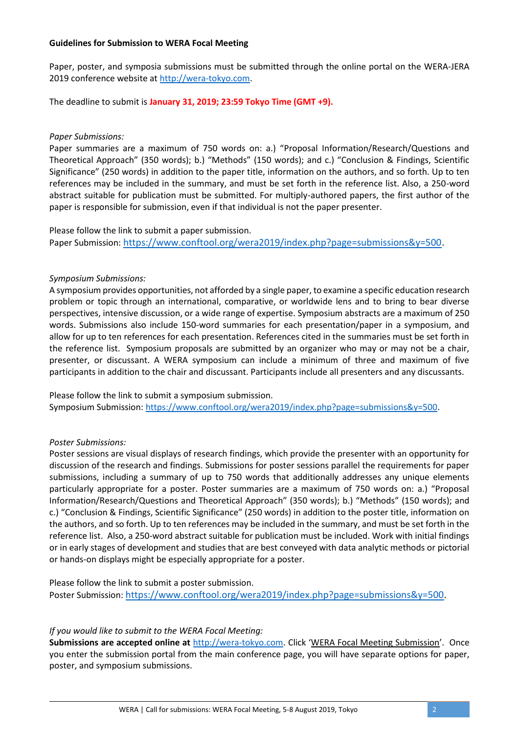**Guidelines for Submission to WERA Focal Meeting**

Paper, poster, and symposia submissions must be submitted through the online portal on the WERA-JERA 2019 conference website at http://wera-tokyo.com.

The deadline to submit is **January 31, 2019; 23:59 Tokyo Time (GMT +9).**

*Paper Submissions:*

Paper summaries are a maximum of 750 words on: a.) “Proposal Information/Research/Questions and Theoretical Approach” (350 words); b.) “Methods” (150 words); and c.) “Conclusion & Findings, Scientific Significance” (250 words) in addition to the paper title, information on the authors, and so forth. Up to ten references may be included in the summary, and must be set forth in the reference list. Also, a 250-word abstract suitable for publication must be submitted. For multiply-authored papers, the first author of the paper is responsible for submission, even if that individual is not the paper presenter.

Please follow the link to submit a paper submission.
Paper Submission: https://www.conftool.org/wera2019/index.php?page=submissions&y=500.

*Symposium Submissions:*

A symposium provides opportunities, not afforded by a single paper, to examine a specific education research problem or topic through an international, comparative, or worldwide lens and to bring to bear diverse perspectives, intensive discussion, or a wide range of expertise. Symposium abstracts are a maximum of 250 words. Submissions also include 150-word summaries for each presentation/paper in a symposium, and allow for up to ten references for each presentation. References cited in the summaries must be set forth in the reference list. Symposium proposals are submitted by an organizer who may or may not be a chair, presenter, or discussant. A WERA symposium can include a minimum of three and maximum of five participants in addition to the chair and discussant. Participants include all presenters and any discussants.

Please follow the link to submit a symposium submission.
Symposium Submission: https://www.conftool.org/wera2019/index.php?page=submissions&y=500.

*Poster Submissions:*

Poster sessions are visual displays of research findings, which provide the presenter with an opportunity for discussion of the research and findings. Submissions for poster sessions parallel the requirements for paper submissions, including a summary of up to 750 words that additionally addresses any unique elements particularly appropriate for a poster. Poster summaries are a maximum of 750 words on: a.) “Proposal Information/Research/Questions and Theoretical Approach” (350 words); b.) “Methods” (150 words); and c.) “Conclusion & Findings, Scientific Significance” (250 words) in addition to the poster title, information on the authors, and so forth. Up to ten references may be included in the summary, and must be set forth in the reference list. Also, a 250-word abstract suitable for publication must be included. Work with initial findings or in early stages of development and studies that are best conveyed with data analytic methods or pictorial or hands-on displays might be especially appropriate for a poster.

Please follow the link to submit a poster submission.
Poster Submission: https://www.conftool.org/wera2019/index.php?page=submissions&y=500.

*If you would like to submit to the WERA Focal Meeting:*

**Submissions are accepted online at** http://wera-tokyo.com. Click ‘WERA Focal Meeting Submission’. Once you enter the submission portal from the main conference page, you will have separate options for paper, poster, and symposium submissions.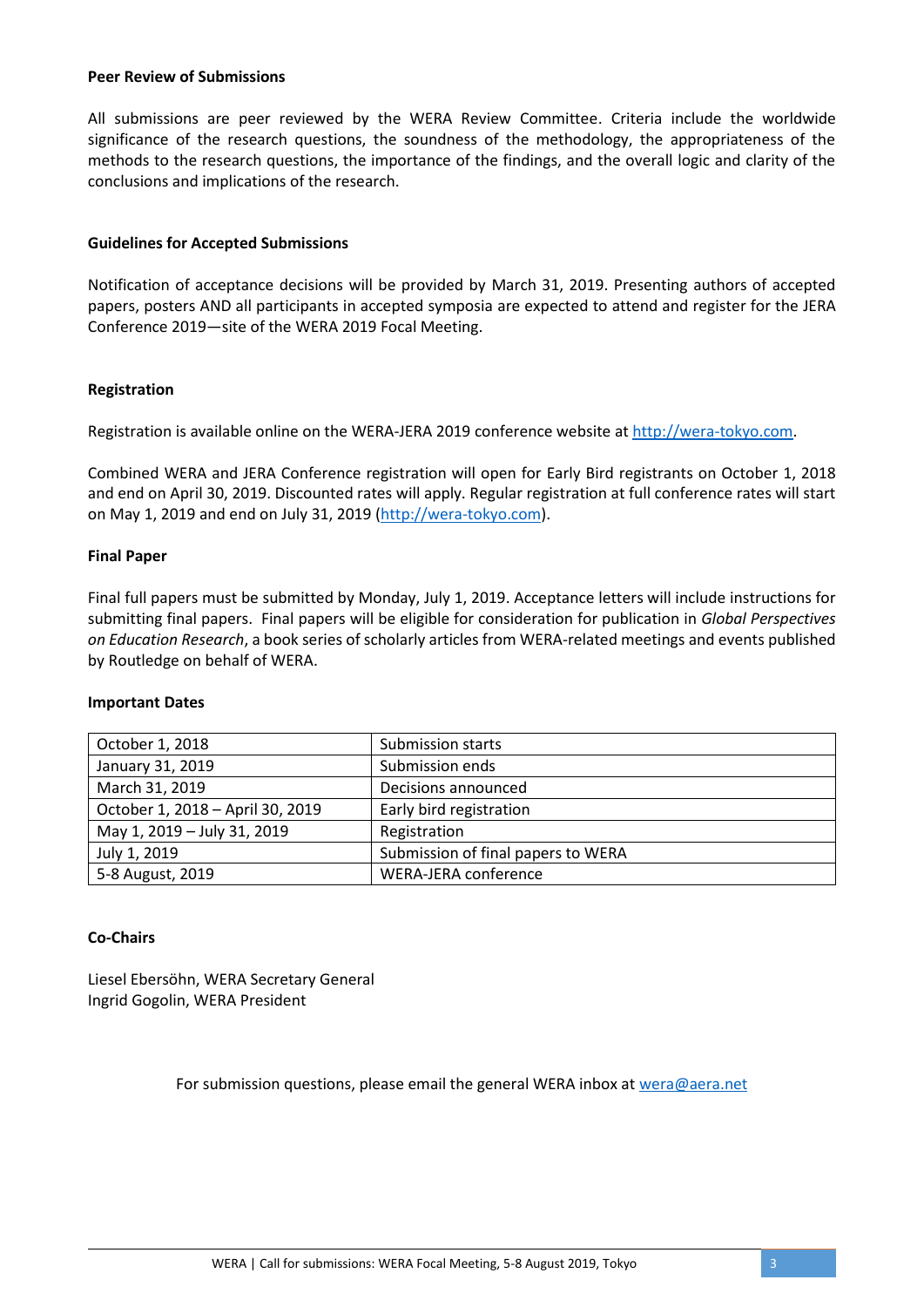**Peer Review of Submissions**

All submissions are peer reviewed by the WERA Review Committee. Criteria include the worldwide significance of the research questions, the soundness of the methodology, the appropriateness of the methods to the research questions, the importance of the findings, and the overall logic and clarity of the conclusions and implications of the research.

**Guidelines for Accepted Submissions**

Notification of acceptance decisions will be provided by March 31, 2019. Presenting authors of accepted papers, posters AND all participants in accepted symposia are expected to attend and register for the JERA Conference 2019—site of the WERA 2019 Focal Meeting.

**Registration**

Registration is available online on the WERA-JERA 2019 conference website at http://wera-tokyo.com.

Combined WERA and JERA Conference registration will open for Early Bird registrants on October 1, 2018 and end on April 30, 2019. Discounted rates will apply. Regular registration at full conference rates will start on May 1, 2019 and end on July 31, 2019 (http://wera-tokyo.com).

**Final Paper**

Final full papers must be submitted by Monday, July 1, 2019. Acceptance letters will include instructions for submitting final papers. Final papers will be eligible for consideration for publication in *Global Perspectives on Education Research*, a book series of scholarly articles from WERA-related meetings and events published by Routledge on behalf of WERA.

**Important Dates**

| | |
|---|---|
| October 1, 2018 | Submission starts |
| January 31, 2019 | Submission ends |
| March 31, 2019 | Decisions announced |
| October 1, 2018 – April 30, 2019 | Early bird registration |
| May 1, 2019 – July 31, 2019 | Registration |
| July 1, 2019 | Submission of final papers to WERA |
| 5-8 August, 2019 | WERA-JERA conference |

**Co-Chairs**

Liesel Ebersöhn, WERA Secretary General
Ingrid Gogolin, WERA President

For submission questions, please email the general WERA inbox at wera@aera.net